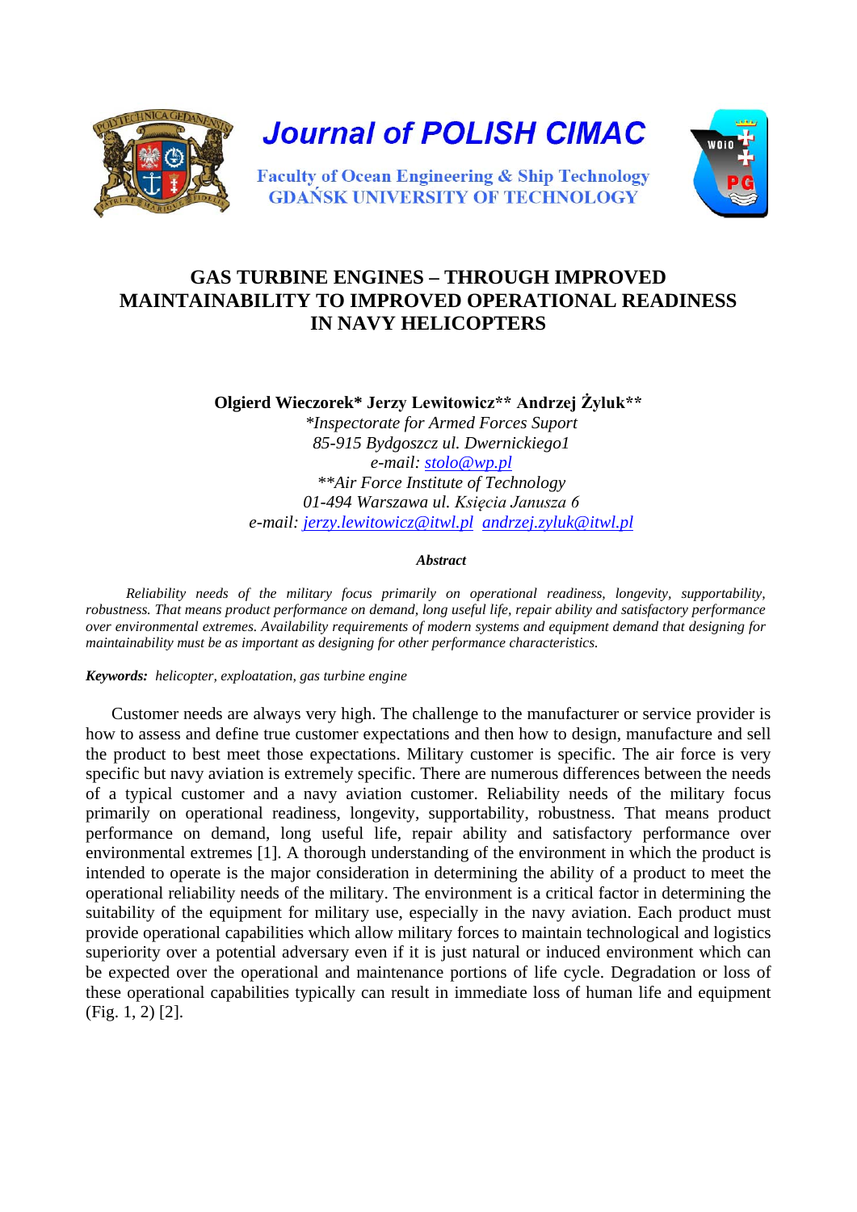Journal of POLISH CIMAC

Faculty of Ocean Engineering & Ship Technology
GDAŃSK UNIVERSITY OF TECHNOLOGY

# GAS TURBINE ENGINES – THROUGH IMPROVED MAINTAINABILITY TO IMPROVED OPERATIONAL READINESS IN NAVY HELICOPTERS

**Olgierd Wieczorek\* Jerzy Lewitowicz\*\* Andrzej Żyluk\*\***

*\*Inspectorate for Armed Forces Suport*
*85-915 Bydgoszcz ul. Dwernickiego1*
*e-mail: stolo@wp.pl*
*\*\*Air Force Institute of Technology*
*01-494 Warszawa ul. Księcia Janusza 6*
*e-mail: jerzy.lewitowicz@itwl.pl andrzej.zyluk@itwl.pl*

***Abstract***

*Reliability needs of the military focus primarily on operational readiness, longevity, supportability, robustness. That means product performance on demand, long useful life, repair ability and satisfactory performance over environmental extremes. Availability requirements of modern systems and equipment demand that designing for maintainability must be as important as designing for other performance characteristics.*

***Keywords:*** *helicopter, exploatation, gas turbine engine*

Customer needs are always very high. The challenge to the manufacturer or service provider is how to assess and define true customer expectations and then how to design, manufacture and sell the product to best meet those expectations. Military customer is specific. The air force is very specific but navy aviation is extremely specific. There are numerous differences between the needs of a typical customer and a navy aviation customer. Reliability needs of the military focus primarily on operational readiness, longevity, supportability, robustness. That means product performance on demand, long useful life, repair ability and satisfactory performance over environmental extremes [1]. A thorough understanding of the environment in which the product is intended to operate is the major consideration in determining the ability of a product to meet the operational reliability needs of the military. The environment is a critical factor in determining the suitability of the equipment for military use, especially in the navy aviation. Each product must provide operational capabilities which allow military forces to maintain technological and logistics superiority over a potential adversary even if it is just natural or induced environment which can be expected over the operational and maintenance portions of life cycle. Degradation or loss of these operational capabilities typically can result in immediate loss of human life and equipment (Fig. 1, 2) [2].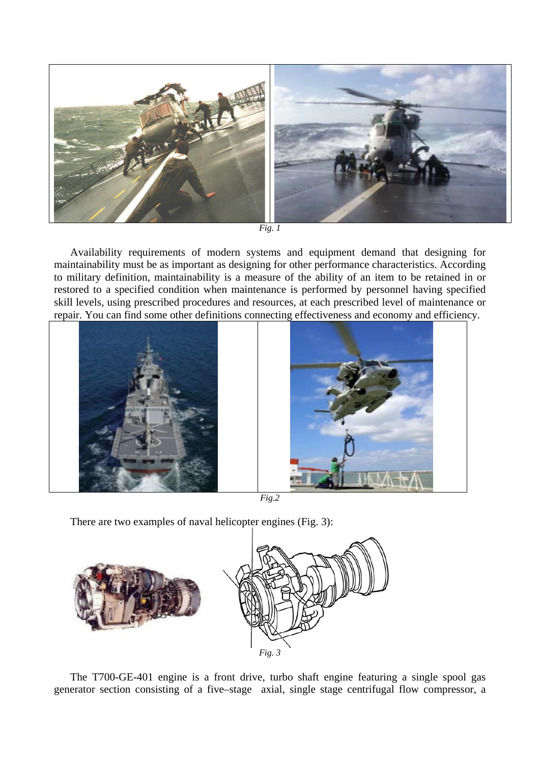*Fig. 1*

Availability requirements of modern systems and equipment demand that designing for maintainability must be as important as designing for other performance characteristics. According to military definition, maintainability is a measure of the ability of an item to be retained in or restored to a specified condition when maintenance is performed by personnel having specified skill levels, using prescribed procedures and resources, at each prescribed level of maintenance or repair. You can find some other definitions connecting effectiveness and economy and efficiency.

*Fig.2*

There are two examples of naval helicopter engines (Fig. 3):

*Fig. 3*

The T700-GE-401 engine is a front drive, turbo shaft engine featuring a single spool gas generator section consisting of a five–stage axial, single stage centrifugal flow compressor, a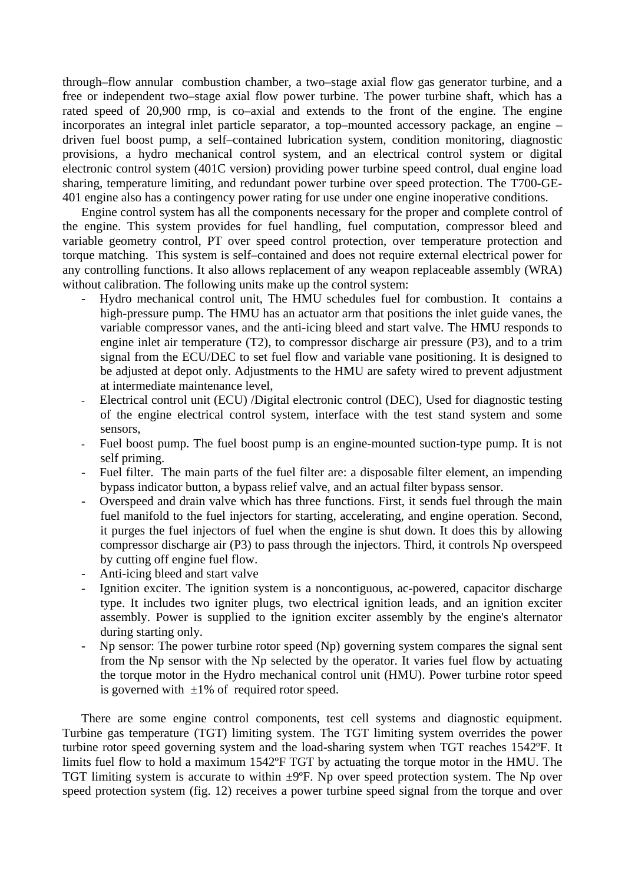through–flow annular combustion chamber, a two–stage axial flow gas generator turbine, and a free or independent two–stage axial flow power turbine. The power turbine shaft, which has a rated speed of 20,900 rmp, is co–axial and extends to the front of the engine. The engine incorporates an integral inlet particle separator, a top–mounted accessory package, an engine – driven fuel boost pump, a self–contained lubrication system, condition monitoring, diagnostic provisions, a hydro mechanical control system, and an electrical control system or digital electronic control system (401C version) providing power turbine speed control, dual engine load sharing, temperature limiting, and redundant power turbine over speed protection. The T700-GE-401 engine also has a contingency power rating for use under one engine inoperative conditions.

Engine control system has all the components necessary for the proper and complete control of the engine. This system provides for fuel handling, fuel computation, compressor bleed and variable geometry control, PT over speed control protection, over temperature protection and torque matching. This system is self–contained and does not require external electrical power for any controlling functions. It also allows replacement of any weapon replaceable assembly (WRA) without calibration. The following units make up the control system:

- Hydro mechanical control unit, The HMU schedules fuel for combustion. It contains a high-pressure pump. The HMU has an actuator arm that positions the inlet guide vanes, the variable compressor vanes, and the anti-icing bleed and start valve. The HMU responds to engine inlet air temperature (T2), to compressor discharge air pressure (P3), and to a trim signal from the ECU/DEC to set fuel flow and variable vane positioning. It is designed to be adjusted at depot only. Adjustments to the HMU are safety wired to prevent adjustment at intermediate maintenance level,
- Electrical control unit (ECU) /Digital electronic control (DEC), Used for diagnostic testing of the engine electrical control system, interface with the test stand system and some sensors,
- Fuel boost pump. The fuel boost pump is an engine-mounted suction-type pump. It is not self priming.
- Fuel filter. The main parts of the fuel filter are: a disposable filter element, an impending bypass indicator button, a bypass relief valve, and an actual filter bypass sensor.
- Overspeed and drain valve which has three functions. First, it sends fuel through the main fuel manifold to the fuel injectors for starting, accelerating, and engine operation. Second, it purges the fuel injectors of fuel when the engine is shut down. It does this by allowing compressor discharge air (P3) to pass through the injectors. Third, it controls Np overspeed by cutting off engine fuel flow.
- Anti-icing bleed and start valve
- Ignition exciter. The ignition system is a noncontiguous, ac-powered, capacitor discharge type. It includes two igniter plugs, two electrical ignition leads, and an ignition exciter assembly. Power is supplied to the ignition exciter assembly by the engine's alternator during starting only.
- Np sensor: The power turbine rotor speed (Np) governing system compares the signal sent from the Np sensor with the Np selected by the operator. It varies fuel flow by actuating the torque motor in the Hydro mechanical control unit (HMU). Power turbine rotor speed is governed with ±1% of required rotor speed.

There are some engine control components, test cell systems and diagnostic equipment. Turbine gas temperature (TGT) limiting system. The TGT limiting system overrides the power turbine rotor speed governing system and the load-sharing system when TGT reaches 1542ºF. It limits fuel flow to hold a maximum 1542ºF TGT by actuating the torque motor in the HMU. The TGT limiting system is accurate to within ±9ºF. Np over speed protection system. The Np over speed protection system (fig. 12) receives a power turbine speed signal from the torque and over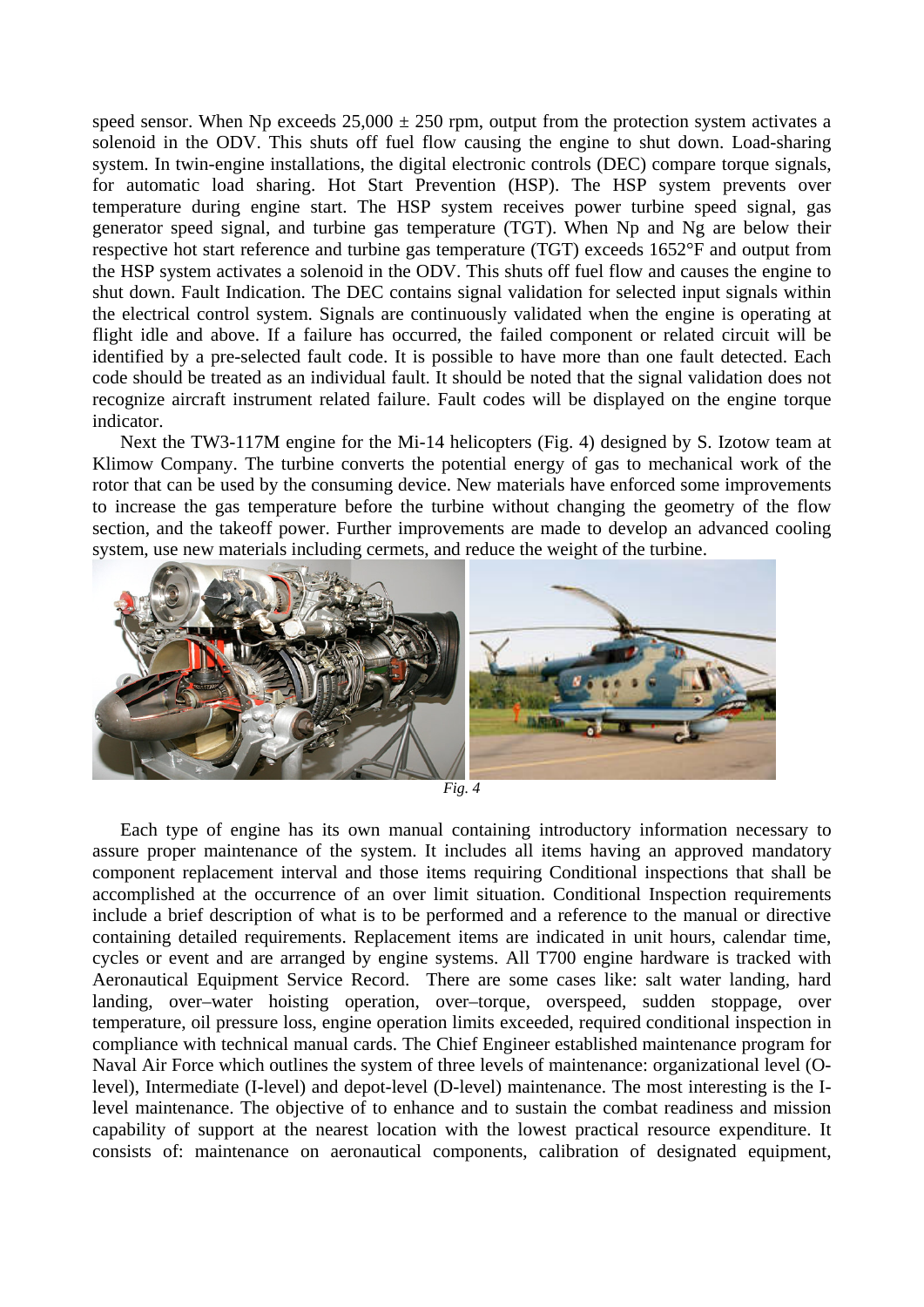speed sensor. When Np exceeds 25,000 ± 250 rpm, output from the protection system activates a solenoid in the ODV. This shuts off fuel flow causing the engine to shut down. Load-sharing system. In twin-engine installations, the digital electronic controls (DEC) compare torque signals, for automatic load sharing. Hot Start Prevention (HSP). The HSP system prevents over temperature during engine start. The HSP system receives power turbine speed signal, gas generator speed signal, and turbine gas temperature (TGT). When Np and Ng are below their respective hot start reference and turbine gas temperature (TGT) exceeds 1652°F and output from the HSP system activates a solenoid in the ODV. This shuts off fuel flow and causes the engine to shut down. Fault Indication. The DEC contains signal validation for selected input signals within the electrical control system. Signals are continuously validated when the engine is operating at flight idle and above. If a failure has occurred, the failed component or related circuit will be identified by a pre-selected fault code. It is possible to have more than one fault detected. Each code should be treated as an individual fault. It should be noted that the signal validation does not recognize aircraft instrument related failure. Fault codes will be displayed on the engine torque indicator.

Next the TW3-117M engine for the Mi-14 helicopters (Fig. 4) designed by S. Izotow team at Klimow Company. The turbine converts the potential energy of gas to mechanical work of the rotor that can be used by the consuming device. New materials have enforced some improvements to increase the gas temperature before the turbine without changing the geometry of the flow section, and the takeoff power. Further improvements are made to develop an advanced cooling system, use new materials including cermets, and reduce the weight of the turbine.

*Fig. 4*

Each type of engine has its own manual containing introductory information necessary to assure proper maintenance of the system. It includes all items having an approved mandatory component replacement interval and those items requiring Conditional inspections that shall be accomplished at the occurrence of an over limit situation. Conditional Inspection requirements include a brief description of what is to be performed and a reference to the manual or directive containing detailed requirements. Replacement items are indicated in unit hours, calendar time, cycles or event and are arranged by engine systems. All T700 engine hardware is tracked with Aeronautical Equipment Service Record. There are some cases like: salt water landing, hard landing, over–water hoisting operation, over–torque, overspeed, sudden stoppage, over temperature, oil pressure loss, engine operation limits exceeded, required conditional inspection in compliance with technical manual cards. The Chief Engineer established maintenance program for Naval Air Force which outlines the system of three levels of maintenance: organizational level (O-level), Intermediate (I-level) and depot-level (D-level) maintenance. The most interesting is the I-level maintenance. The objective of to enhance and to sustain the combat readiness and mission capability of support at the nearest location with the lowest practical resource expenditure. It consists of: maintenance on aeronautical components, calibration of designated equipment,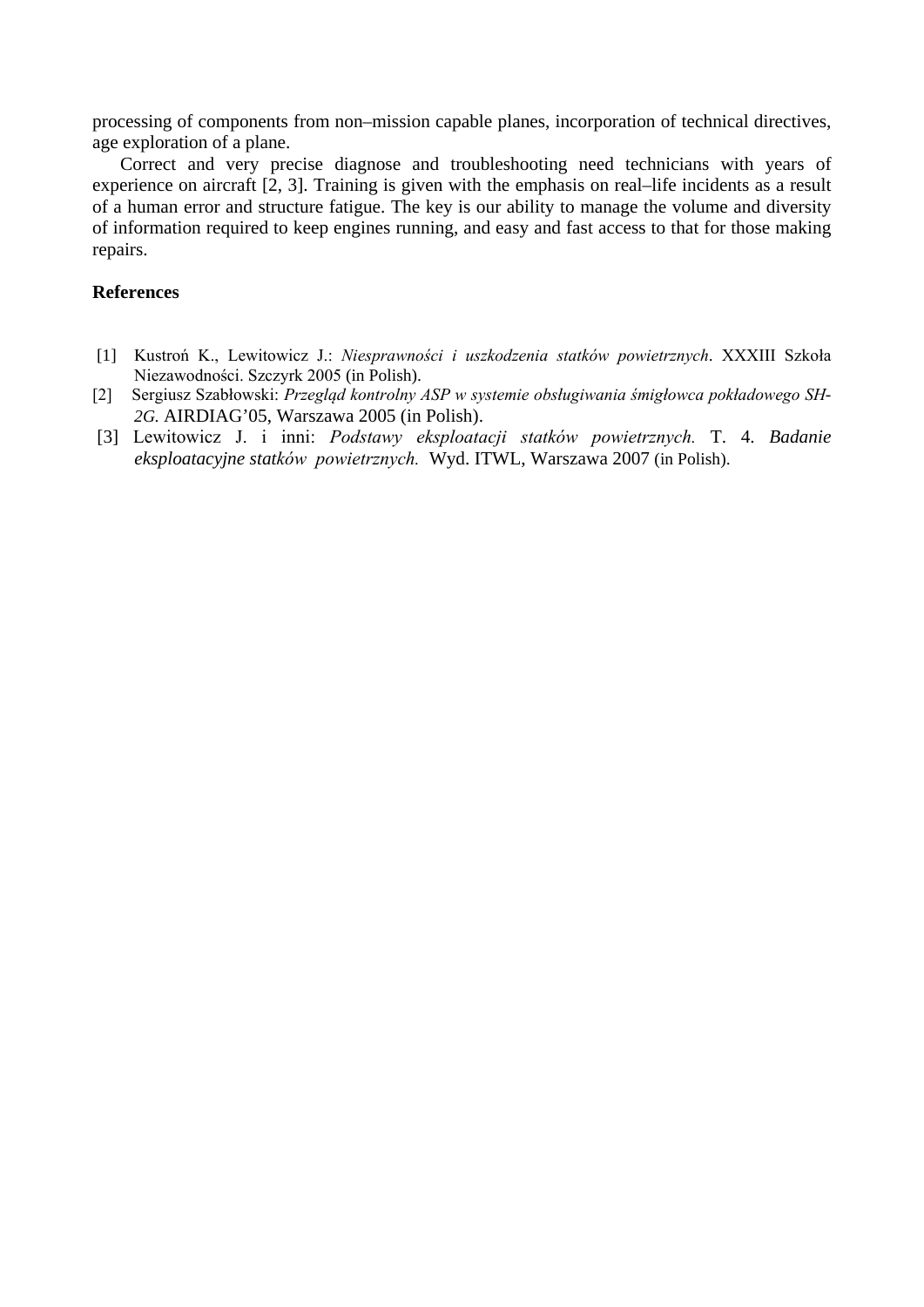processing of components from non–mission capable planes, incorporation of technical directives, age exploration of a plane.

Correct and very precise diagnose and troubleshooting need technicians with years of experience on aircraft [2, 3]. Training is given with the emphasis on real–life incidents as a result of a human error and structure fatigue. The key is our ability to manage the volume and diversity of information required to keep engines running, and easy and fast access to that for those making repairs.

## References

[1] Kustroń K., Lewitowicz J.: *Niesprawności i uszkodzenia statków powietrznych*. XXXIII Szkoła Niezawodności. Szczyrk 2005 (in Polish).

[2] Sergiusz Szabłowski: *Przegląd kontrolny ASP w systemie obsługiwania śmigłowca pokładowego SH-2G.* AIRDIAG'05, Warszawa 2005 (in Polish).

[3] Lewitowicz J. i inni: *Podstawy eksploatacji statków powietrznych.* T. 4. *Badanie eksploatacyjne statków powietrznych.* Wyd. ITWL, Warszawa 2007 (in Polish).